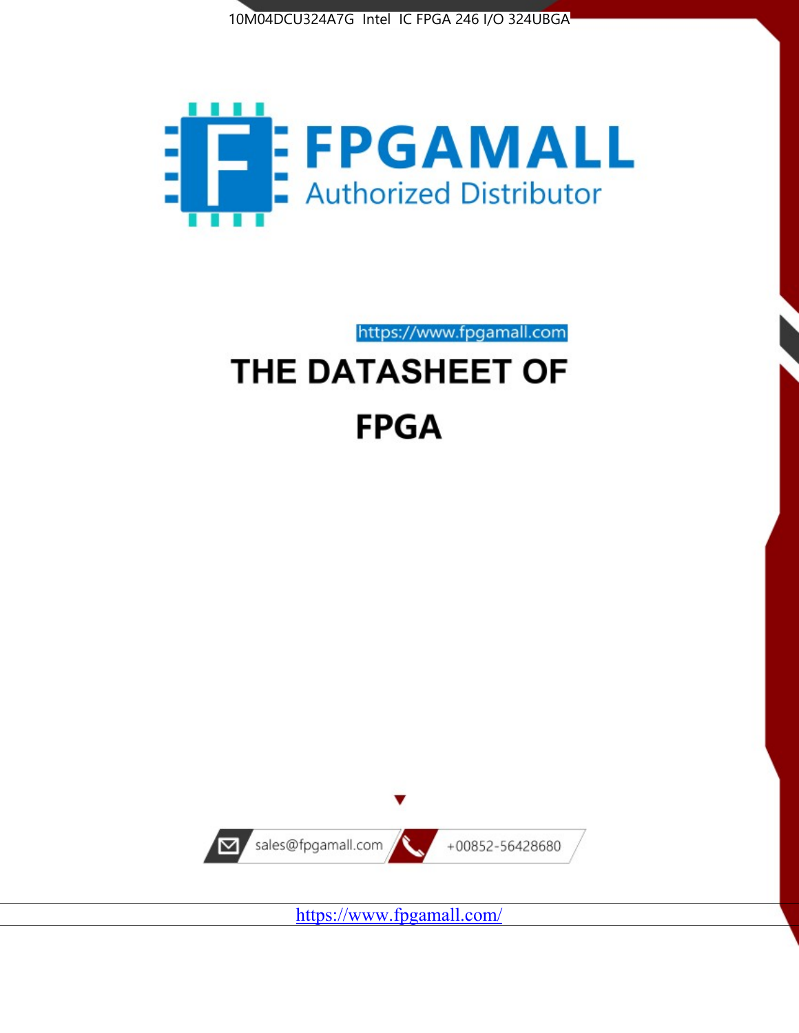10M04DCU324A7G Intel IC FPGA 246 I/O 324UBGA

FPGAMALL

Authorized Distributor

https://www.fpgamall.com

# THE DATASHEET OF

# FPGA

sales@fpgamall.com

+00852-56428680

https://www.fpgamall.com/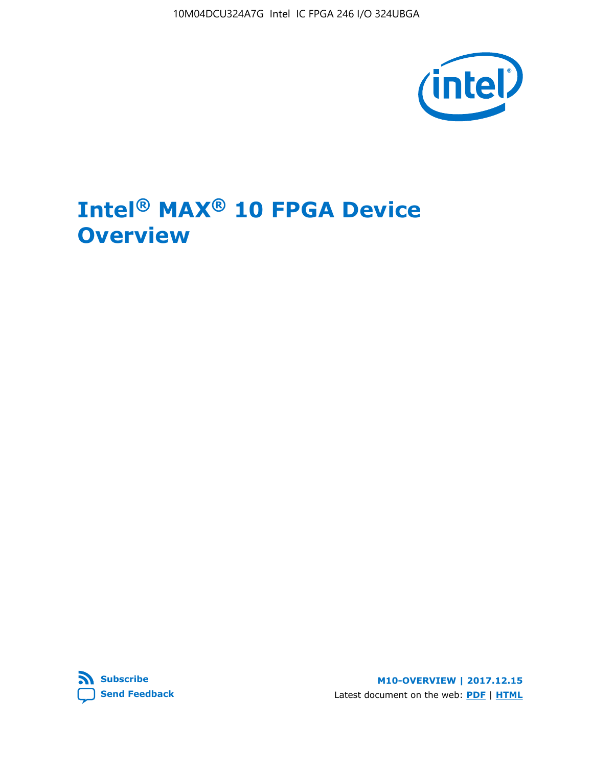# Intel® MAX® 10 FPGA Device Overview

**Subscribe**

**Send Feedback**

**M10-OVERVIEW | 2017.12.15**

Latest document on the web: **PDF** | **HTML**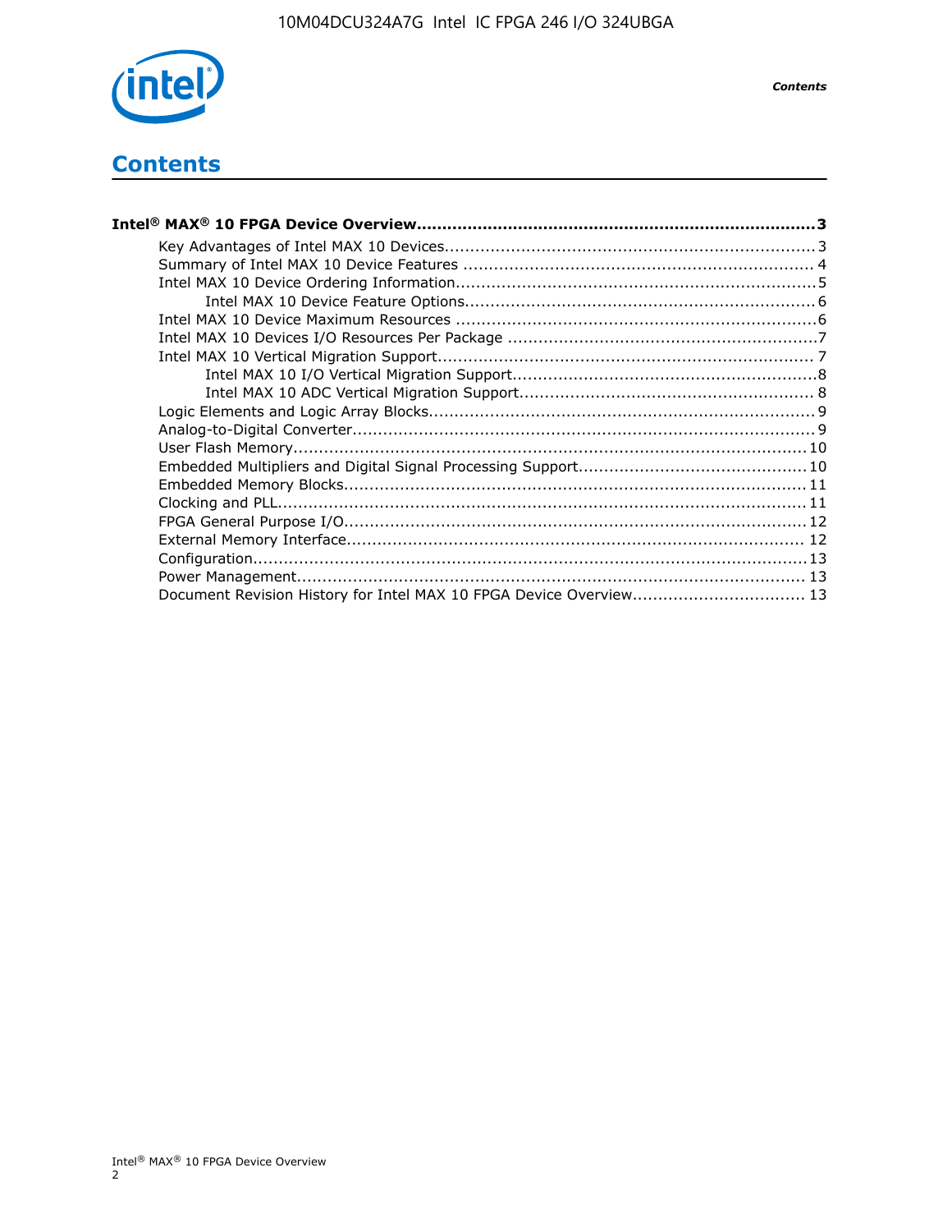# Contents

**Intel® MAX® 10 FPGA Device Overview....................................................................................3**

- Key Advantages of Intel MAX 10 Devices........................................................................3
- Summary of Intel MAX 10 Device Features ....................................................................4
- Intel MAX 10 Device Ordering Information......................................................................5
    - Intel MAX 10 Device Feature Options....................................................................6
- Intel MAX 10 Device Maximum Resources ......................................................................6
- Intel MAX 10 Devices I/O Resources Per Package ............................................................7
- Intel MAX 10 Vertical Migration Support......................................................................... 7
    - Intel MAX 10 I/O Vertical Migration Support...........................................................8
    - Intel MAX 10 ADC Vertical Migration Support......................................................... 8
- Logic Elements and Logic Array Blocks...........................................................................9
- Analog-to-Digital Converter..........................................................................................9
- User Flash Memory....................................................................................................10
- Embedded Multipliers and Digital Signal Processing Support............................................10
- Embedded Memory Blocks..........................................................................................11
- Clocking and PLL.......................................................................................................11
- FPGA General Purpose I/O..........................................................................................12
- External Memory Interface......................................................................................... 12
- Configuration............................................................................................................13
- Power Management................................................................................................... 13
- Document Revision History for Intel MAX 10 FPGA Device Overview................................. 13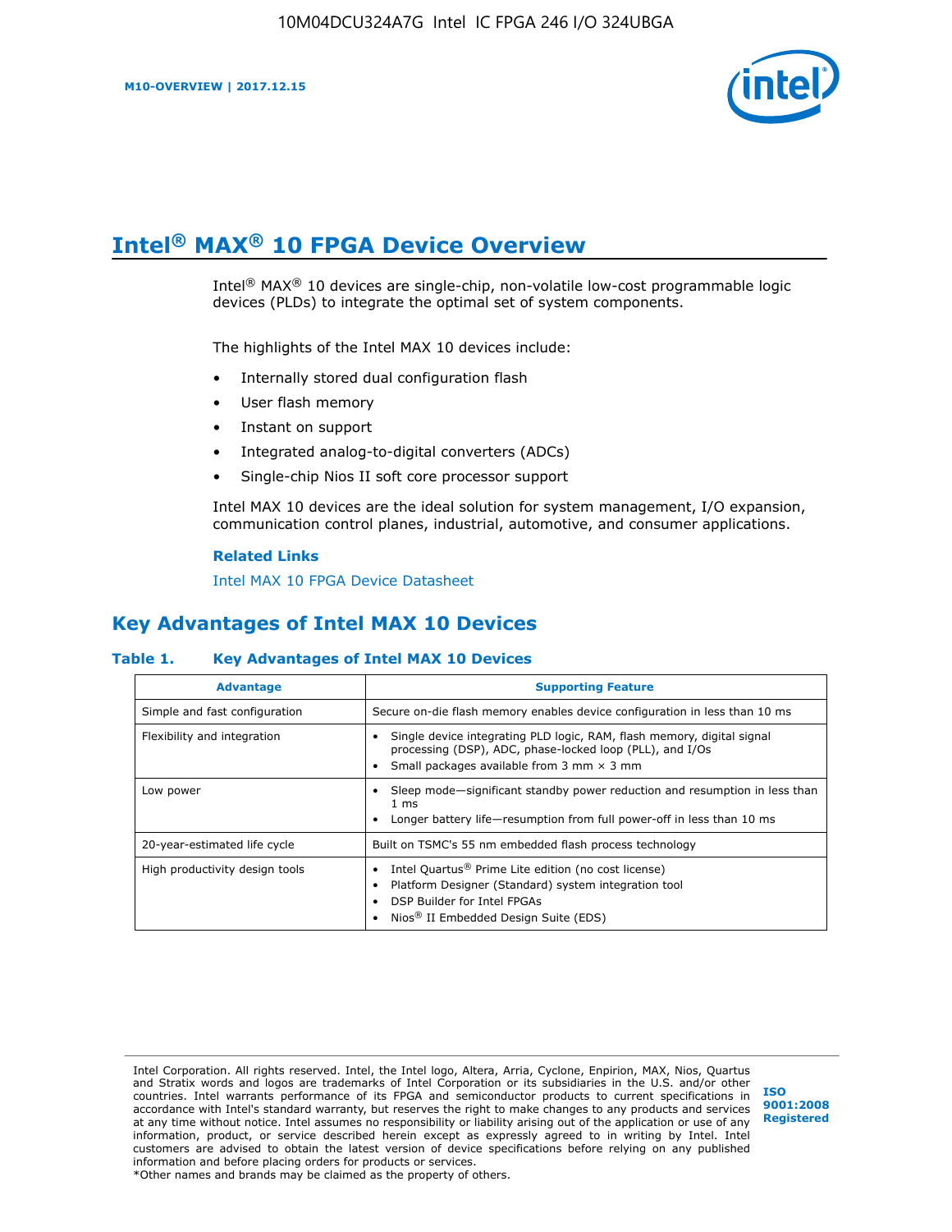# Intel® MAX® 10 FPGA Device Overview

Intel® MAX® 10 devices are single-chip, non-volatile low-cost programmable logic devices (PLDs) to integrate the optimal set of system components.

The highlights of the Intel MAX 10 devices include:

- Internally stored dual configuration flash
- User flash memory
- Instant on support
- Integrated analog-to-digital converters (ADCs)
- Single-chip Nios II soft core processor support

Intel MAX 10 devices are the ideal solution for system management, I/O expansion, communication control planes, industrial, automotive, and consumer applications.

**Related Links**

Intel MAX 10 FPGA Device Datasheet

## Key Advantages of Intel MAX 10 Devices

**Table 1. Key Advantages of Intel MAX 10 Devices**

| Advantage | Supporting Feature |
|---|---|
| Simple and fast configuration | Secure on-die flash memory enables device configuration in less than 10 ms |
| Flexibility and integration | • Single device integrating PLD logic, RAM, flash memory, digital signal processing (DSP), ADC, phase-locked loop (PLL), and I/Os<br>• Small packages available from 3 mm × 3 mm |
| Low power | • Sleep mode—significant standby power reduction and resumption in less than 1 ms<br>• Longer battery life—resumption from full power-off in less than 10 ms |
| 20-year-estimated life cycle | Built on TSMC's 55 nm embedded flash process technology |
| High productivity design tools | • Intel Quartus® Prime Lite edition (no cost license)<br>• Platform Designer (Standard) system integration tool<br>• DSP Builder for Intel FPGAs<br>• Nios® II Embedded Design Suite (EDS) |

Intel Corporation. All rights reserved. Intel, the Intel logo, Altera, Arria, Cyclone, Enpirion, MAX, Nios, Quartus and Stratix words and logos are trademarks of Intel Corporation or its subsidiaries in the U.S. and/or other countries. Intel warrants performance of its FPGA and semiconductor products to current specifications in accordance with Intel's standard warranty, but reserves the right to make changes to any products and services at any time without notice. Intel assumes no responsibility or liability arising out of the application or use of any information, product, or service described herein except as expressly agreed to in writing by Intel. Intel customers are advised to obtain the latest version of device specifications before relying on any published information and before placing orders for products or services.
*Other names and brands may be claimed as the property of others.

ISO 9001:2008 Registered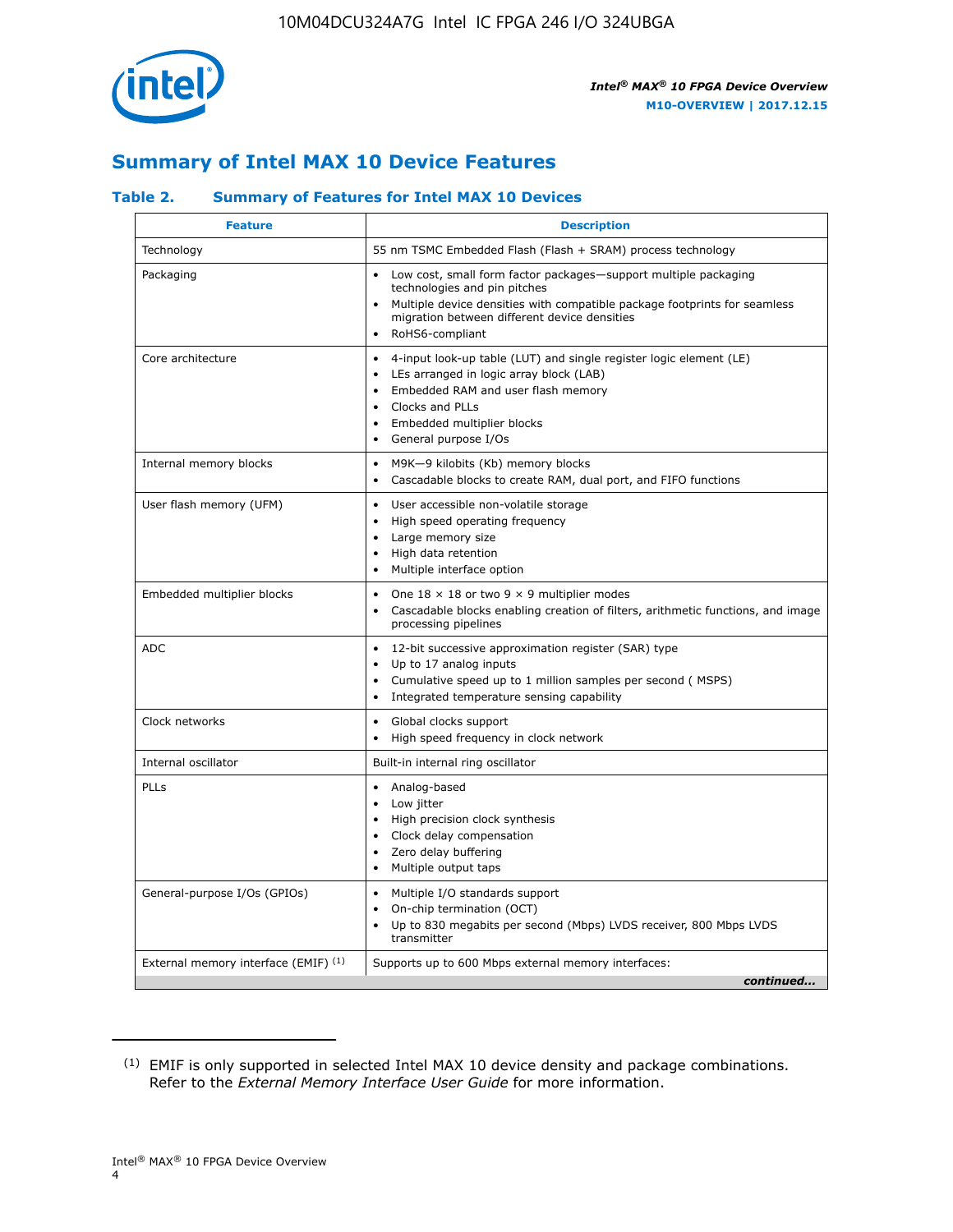## Summary of Intel MAX 10 Device Features

### Table 2. Summary of Features for Intel MAX 10 Devices

| Feature | Description |
|---|---|
| Technology | 55 nm TSMC Embedded Flash (Flash + SRAM) process technology |
| Packaging | • Low cost, small form factor packages—support multiple packaging technologies and pin pitches<br>• Multiple device densities with compatible package footprints for seamless migration between different device densities<br>• RoHS6-compliant |
| Core architecture | • 4-input look-up table (LUT) and single register logic element (LE)<br>• LEs arranged in logic array block (LAB)<br>• Embedded RAM and user flash memory<br>• Clocks and PLLs<br>• Embedded multiplier blocks<br>• General purpose I/Os |
| Internal memory blocks | • M9K—9 kilobits (Kb) memory blocks<br>• Cascadable blocks to create RAM, dual port, and FIFO functions |
| User flash memory (UFM) | • User accessible non-volatile storage<br>• High speed operating frequency<br>• Large memory size<br>• High data retention<br>• Multiple interface option |
| Embedded multiplier blocks | • One 18 × 18 or two 9 × 9 multiplier modes<br>• Cascadable blocks enabling creation of filters, arithmetic functions, and image processing pipelines |
| ADC | • 12-bit successive approximation register (SAR) type<br>• Up to 17 analog inputs<br>• Cumulative speed up to 1 million samples per second ( MSPS)<br>• Integrated temperature sensing capability |
| Clock networks | • Global clocks support<br>• High speed frequency in clock network |
| Internal oscillator | Built-in internal ring oscillator |
| PLLs | • Analog-based<br>• Low jitter<br>• High precision clock synthesis<br>• Clock delay compensation<br>• Zero delay buffering<br>• Multiple output taps |
| General-purpose I/Os (GPIOs) | • Multiple I/O standards support<br>• On-chip termination (OCT)<br>• Up to 830 megabits per second (Mbps) LVDS receiver, 800 Mbps LVDS transmitter |
| External memory interface (EMIF) [(1)] | Supports up to 600 Mbps external memory interfaces: |

*continued...*

(1) EMIF is only supported in selected Intel MAX 10 device density and package combinations. Refer to the *External Memory Interface User Guide* for more information.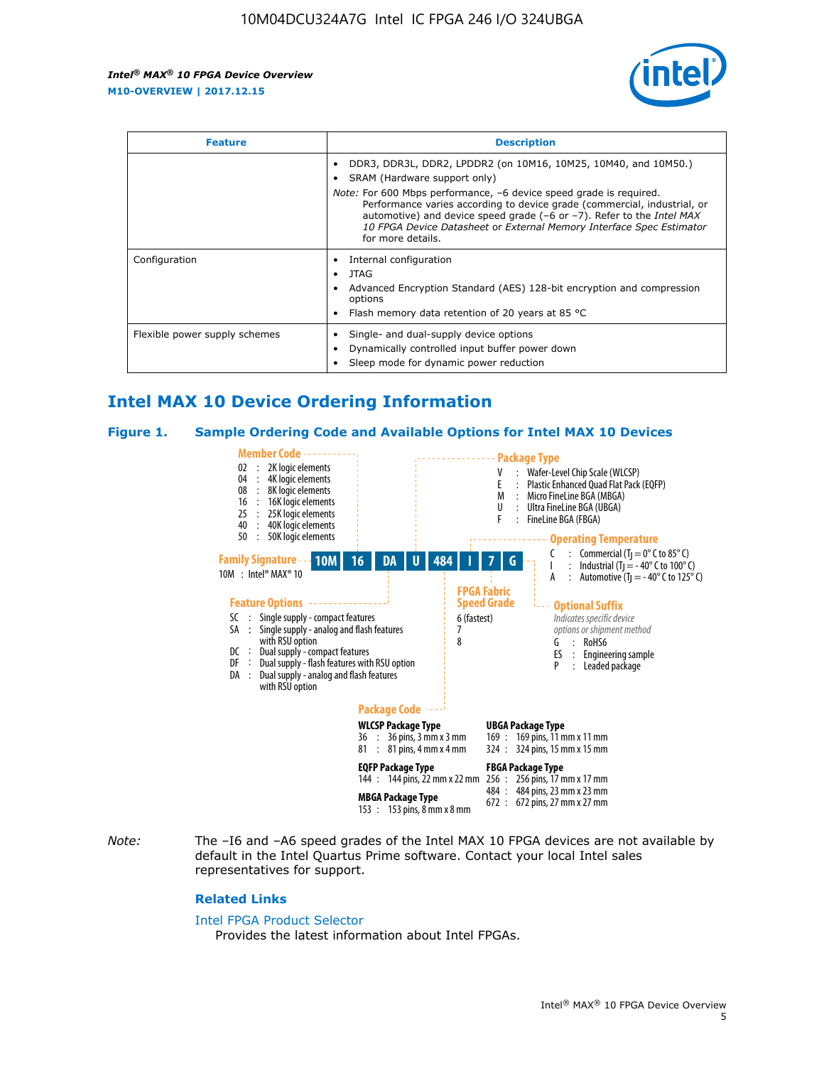| Feature | Description |
| --- | --- |
| | • DDR3, DDR3L, DDR2, LPDDR2 (on 10M16, 10M25, 10M40, and 10M50.)<br>• SRAM (Hardware support only)<br>*Note:* For 600 Mbps performance, –6 device speed grade is required. Performance varies according to device grade (commercial, industrial, or automotive) and device speed grade (–6 or –7). Refer to the *Intel MAX 10 FPGA Device Datasheet* or *External Memory Interface Spec Estimator* for more details. |
| Configuration | • Internal configuration<br>• JTAG<br>• Advanced Encryption Standard (AES) 128-bit encryption and compression options<br>• Flash memory data retention of 20 years at 85 °C |
| Flexible power supply schemes | • Single- and dual-supply device options<br>• Dynamically controlled input buffer power down<br>• Sleep mode for dynamic power reduction |

## Intel MAX 10 Device Ordering Information

### Figure 1. Sample Ordering Code and Available Options for Intel MAX 10 Devices

**10M 16 DA U 484 I 7 G**

**Family Signature**
10M : Intel® MAX® 10

**Member Code**
- 02 : 2K logic elements
- 04 : 4K logic elements
- 08 : 8K logic elements
- 16 : 16K logic elements
- 25 : 25K logic elements
- 40 : 40K logic elements
- 50 : 50K logic elements

**Feature Options**
- SC : Single supply - compact features
- SA : Single supply - analog and flash features with RSU option
- DC : Dual supply - compact features
- DF : Dual supply - flash features with RSU option
- DA : Dual supply - analog and flash features with RSU option

**Package Type**
- V : Wafer-Level Chip Scale (WLCSP)
- E : Plastic Enhanced Quad Flat Pack (EQFP)
- M : Micro FineLine BGA (MBGA)
- U : Ultra FineLine BGA (UBGA)
- F : FineLine BGA (FBGA)

**Package Code**

**WLCSP Package Type**
- 36 : 36 pins, 3 mm x 3 mm
- 81 : 81 pins, 4 mm x 4 mm

**EQFP Package Type**
- 144 : 144 pins, 22 mm x 22 mm

**MBGA Package Type**
- 153 : 153 pins, 8 mm x 8 mm

**UBGA Package Type**
- 169 : 169 pins, 11 mm x 11 mm
- 324 : 324 pins, 15 mm x 15 mm

**FBGA Package Type**
- 256 : 256 pins, 17 mm x 17 mm
- 484 : 484 pins, 23 mm x 23 mm
- 672 : 672 pins, 27 mm x 27 mm

**Operating Temperature**
- C : Commercial ($T_J$ = 0° C to 85° C)
- I : Industrial ($T_J$ = - 40° C to 100° C)
- A : Automotive ($T_J$ = - 40° C to 125° C)

**FPGA Fabric Speed Grade**
- 6 (fastest)
- 7
- 8

**Optional Suffix**
*Indicates specific device options or shipment method*
- G : RoHS6
- ES : Engineering sample
- P : Leaded package

*Note:* The –I6 and –A6 speed grades of the Intel MAX 10 FPGA devices are not available by default in the Intel Quartus Prime software. Contact your local Intel sales representatives for support.

#### Related Links

Intel FPGA Product Selector
Provides the latest information about Intel FPGAs.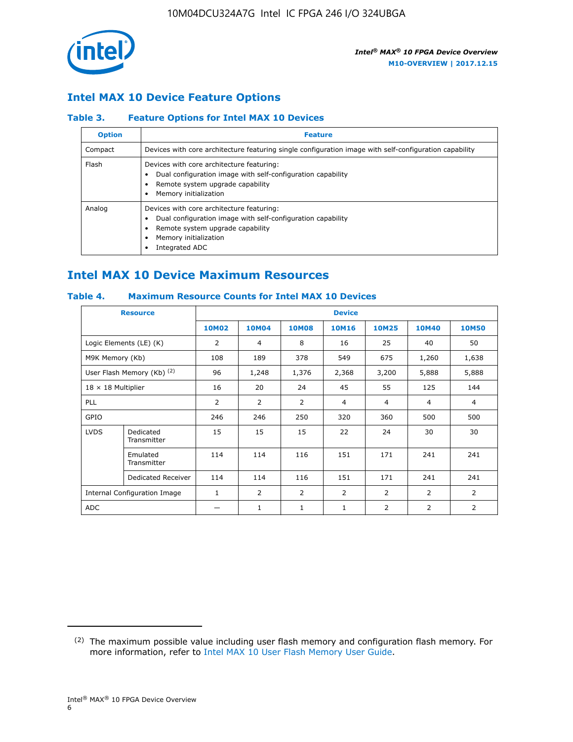## Intel MAX 10 Device Feature Options

### Table 3. Feature Options for Intel MAX 10 Devices

| Option | Feature |
| --- | --- |
| Compact | Devices with core architecture featuring single configuration image with self-configuration capability |
| Flash | Devices with core architecture featuring:<br>• Dual configuration image with self-configuration capability<br>• Remote system upgrade capability<br>• Memory initialization |
| Analog | Devices with core architecture featuring:<br>• Dual configuration image with self-configuration capability<br>• Remote system upgrade capability<br>• Memory initialization<br>• Integrated ADC |

## Intel MAX 10 Device Maximum Resources

### Table 4. Maximum Resource Counts for Intel MAX 10 Devices

| Resource | | Device | | | | | | |
| --- | --- | --- | --- | --- | --- | --- | --- | --- |
| | | 10M02 | 10M04 | 10M08 | 10M16 | 10M25 | 10M40 | 10M50 |
| Logic Elements (LE) (K) | | 2 | 4 | 8 | 16 | 25 | 40 | 50 |
| M9K Memory (Kb) | | 108 | 189 | 378 | 549 | 675 | 1,260 | 1,638 |
| User Flash Memory (Kb) [2] | | 96 | 1,248 | 1,376 | 2,368 | 3,200 | 5,888 | 5,888 |
| 18 × 18 Multiplier | | 16 | 20 | 24 | 45 | 55 | 125 | 144 |
| PLL | | 2 | 2 | 2 | 4 | 4 | 4 | 4 |
| GPIO | | 246 | 246 | 250 | 320 | 360 | 500 | 500 |
| LVDS | Dedicated Transmitter | 15 | 15 | 15 | 22 | 24 | 30 | 30 |
| | Emulated Transmitter | 114 | 114 | 116 | 151 | 171 | 241 | 241 |
| | Dedicated Receiver | 114 | 114 | 116 | 151 | 171 | 241 | 241 |
| Internal Configuration Image | | 1 | 2 | 2 | 2 | 2 | 2 | 2 |
| ADC | | — | 1 | 1 | 1 | 2 | 2 | 2 |

[2] The maximum possible value including user flash memory and configuration flash memory. For more information, refer to Intel MAX 10 User Flash Memory User Guide.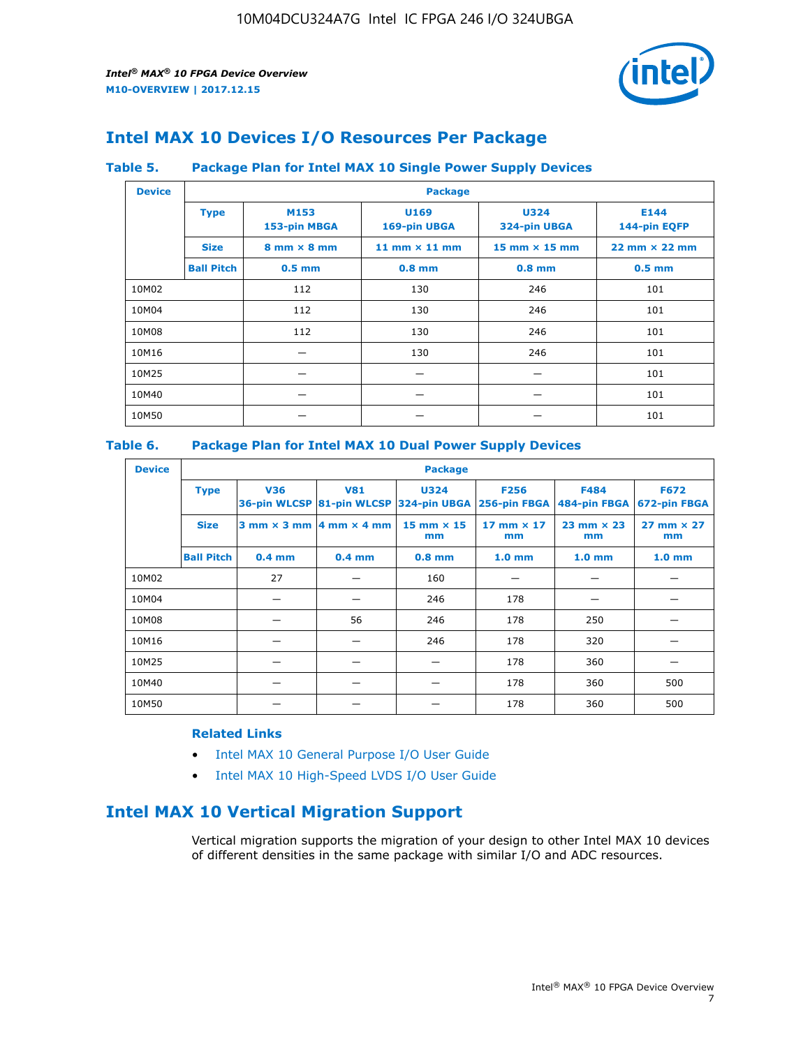## Intel MAX 10 Devices I/O Resources Per Package

**Table 5. Package Plan for Intel MAX 10 Single Power Supply Devices**

| Device | Package | | | | |
|---|---|---|---|---|---|
| | **Type** | **M153** 153-pin MBGA | **U169** 169-pin UBGA | **U324** 324-pin UBGA | **E144** 144-pin EQFP |
| | **Size** | 8 mm × 8 mm | 11 mm × 11 mm | 15 mm × 15 mm | 22 mm × 22 mm |
| | **Ball Pitch** | 0.5 mm | 0.8 mm | 0.8 mm | 0.5 mm |
| 10M02 | | 112 | 130 | 246 | 101 |
| 10M04 | | 112 | 130 | 246 | 101 |
| 10M08 | | 112 | 130 | 246 | 101 |
| 10M16 | | — | 130 | 246 | 101 |
| 10M25 | | — | — | — | 101 |
| 10M40 | | — | — | — | 101 |
| 10M50 | | — | — | — | 101 |

**Table 6. Package Plan for Intel MAX 10 Dual Power Supply Devices**

| Device | Package | | | | | | |
|---|---|---|---|---|---|---|---|
| | **Type** | **V36** 36-pin WLCSP | **V81** 81-pin WLCSP | **U324** 324-pin UBGA | **F256** 256-pin FBGA | **F484** 484-pin FBGA | **F672** 672-pin FBGA |
| | **Size** | 3 mm × 3 mm | 4 mm × 4 mm | 15 mm × 15 mm | 17 mm × 17 mm | 23 mm × 23 mm | 27 mm × 27 mm |
| | **Ball Pitch** | 0.4 mm | 0.4 mm | 0.8 mm | 1.0 mm | 1.0 mm | 1.0 mm |
| 10M02 | | 27 | — | 160 | — | — | — |
| 10M04 | | — | — | 246 | 178 | — | — |
| 10M08 | | — | 56 | 246 | 178 | 250 | — |
| 10M16 | | — | — | 246 | 178 | 320 | — |
| 10M25 | | — | — | — | 178 | 360 | — |
| 10M40 | | — | — | — | 178 | 360 | 500 |
| 10M50 | | — | — | — | 178 | 360 | 500 |

**Related Links**

- Intel MAX 10 General Purpose I/O User Guide
- Intel MAX 10 High-Speed LVDS I/O User Guide

## Intel MAX 10 Vertical Migration Support

Vertical migration supports the migration of your design to other Intel MAX 10 devices of different densities in the same package with similar I/O and ADC resources.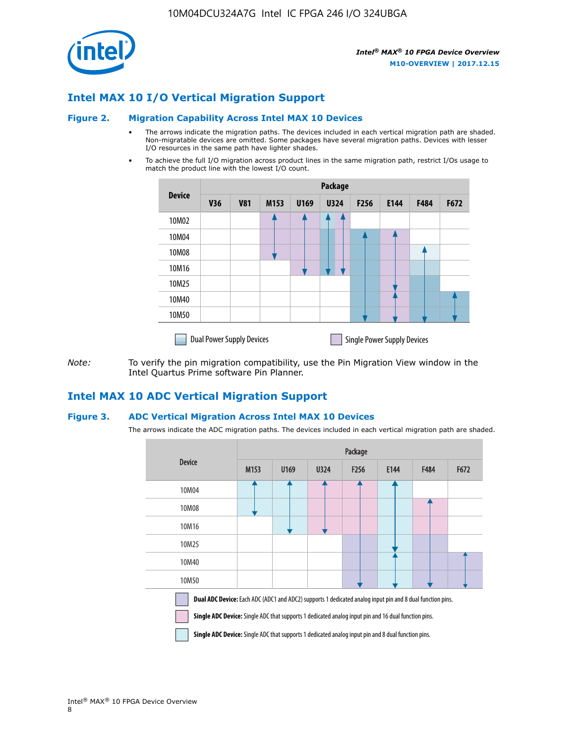## Intel MAX 10 I/O Vertical Migration Support

### Figure 2. Migration Capability Across Intel MAX 10 Devices

- The arrows indicate the migration paths. The devices included in each vertical migration path are shaded. Non-migratable devices are omitted. Some packages have several migration paths. Devices with lesser I/O resources in the same path have lighter shades.
- To achieve the full I/O migration across product lines in the same migration path, restrict I/Os usage to match the product line with the lowest I/O count.

| Device | Package | | | | | | | | |
|---|---|---|---|---|---|---|---|---|---|
| | V36 | V81 | M153 | U169 | U324 | F256 | E144 | F484 | F672 |
| 10M02 | | | | | | | | | |
| 10M04 | | | | | | | | | |
| 10M08 | | | | | | | | | |
| 10M16 | | | | | | | | | |
| 10M25 | | | | | | | | | |
| 10M40 | | | | | | | | | |
| 10M50 | | | | | | | | | |

Dual Power Supply Devices    Single Power Supply Devices

*Note:* To verify the pin migration compatibility, use the Pin Migration View window in the Intel Quartus Prime software Pin Planner.

## Intel MAX 10 ADC Vertical Migration Support

### Figure 3. ADC Vertical Migration Across Intel MAX 10 Devices

The arrows indicate the ADC migration paths. The devices included in each vertical migration path are shaded.

| Device | Package | | | | | | |
|---|---|---|---|---|---|---|---|
| | M153 | U169 | U324 | F256 | E144 | F484 | F672 |
| 10M04 | | | | | | | |
| 10M08 | | | | | | | |
| 10M16 | | | | | | | |
| 10M25 | | | | | | | |
| 10M40 | | | | | | | |
| 10M50 | | | | | | | |

**Dual ADC Device:** Each ADC (ADC1 and ADC2) supports 1 dedicated analog input pin and 8 dual function pins.

**Single ADC Device:** Single ADC that supports 1 dedicated analog input pin and 16 dual function pins.

**Single ADC Device:** Single ADC that supports 1 dedicated analog input pin and 8 dual function pins.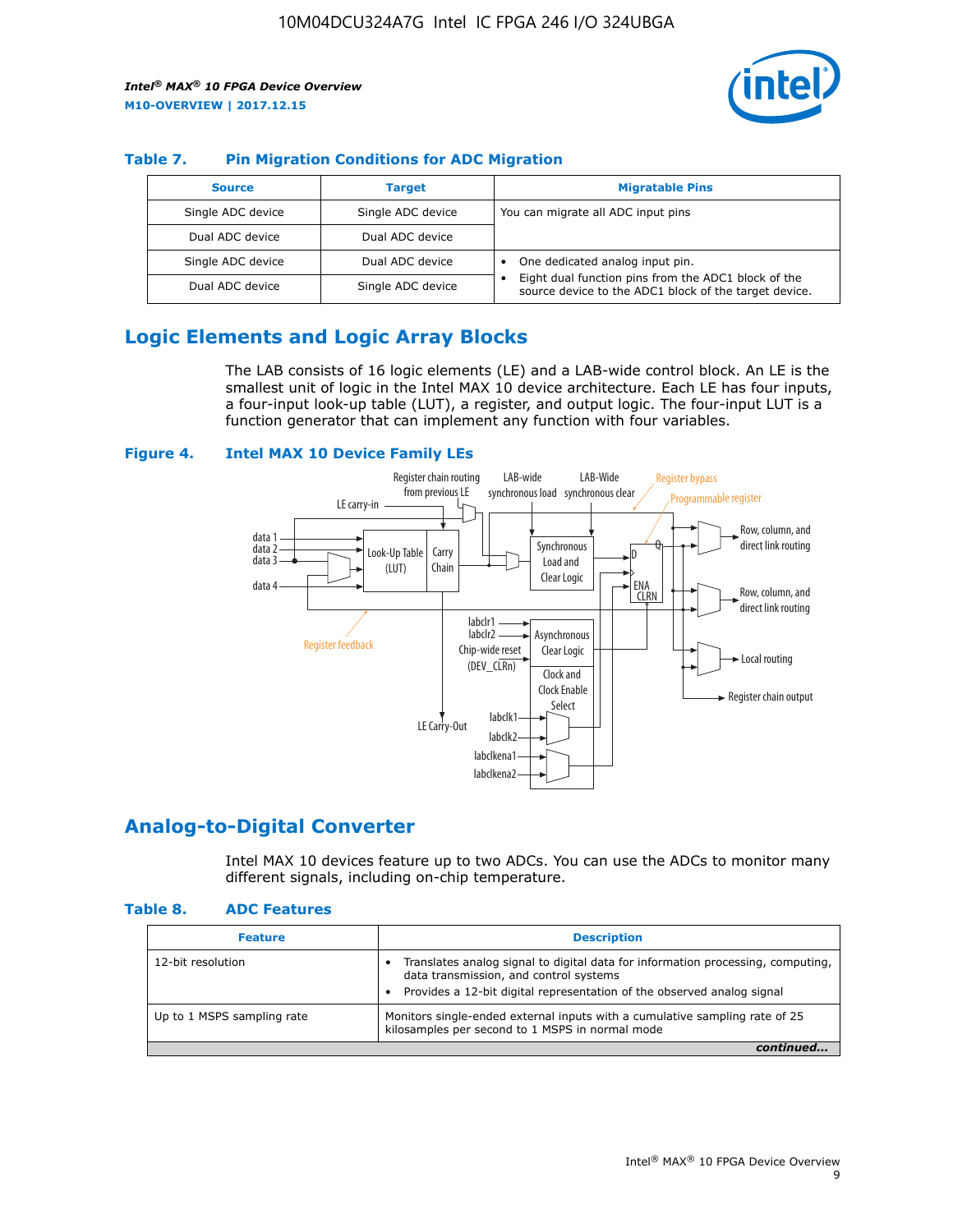### Table 7. Pin Migration Conditions for ADC Migration

| Source | Target | Migratable Pins |
| --- | --- | --- |
| Single ADC device | Single ADC device | You can migrate all ADC input pins |
| Dual ADC device | Dual ADC device | |
| Single ADC device | Dual ADC device | • One dedicated analog input pin. • Eight dual function pins from the ADC1 block of the source device to the ADC1 block of the target device. |
| Dual ADC device | Single ADC device | |

## Logic Elements and Logic Array Blocks

The LAB consists of 16 logic elements (LE) and a LAB-wide control block. An LE is the smallest unit of logic in the Intel MAX 10 device architecture. Each LE has four inputs, a four-input look-up table (LUT), a register, and output logic. The four-input LUT is a function generator that can implement any function with four variables.

### Figure 4. Intel MAX 10 Device Family LEs

## Analog-to-Digital Converter

Intel MAX 10 devices feature up to two ADCs. You can use the ADCs to monitor many different signals, including on-chip temperature.

### Table 8. ADC Features

| Feature | Description |
| --- | --- |
| 12-bit resolution | • Translates analog signal to digital data for information processing, computing, data transmission, and control systems • Provides a 12-bit digital representation of the observed analog signal |
| Up to 1 MSPS sampling rate | Monitors single-ended external inputs with a cumulative sampling rate of 25 kilosamples per second to 1 MSPS in normal mode |

*continued...*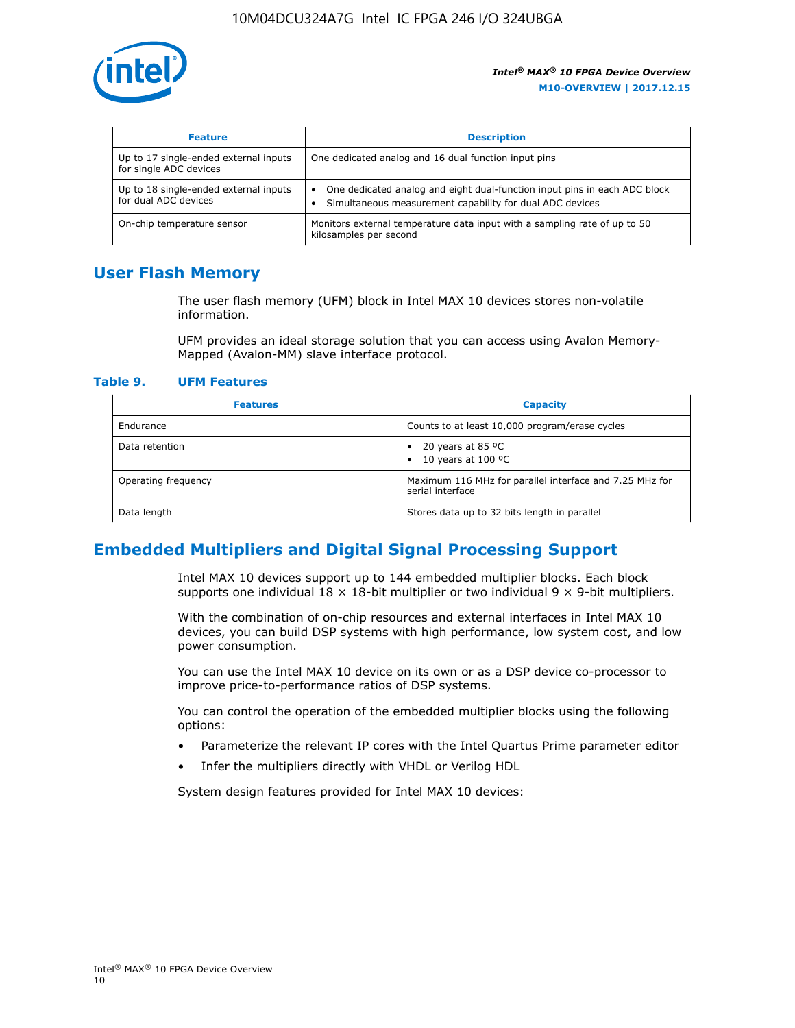| Feature | Description |
| --- | --- |
| Up to 17 single-ended external inputs for single ADC devices | One dedicated analog and 16 dual function input pins |
| Up to 18 single-ended external inputs for dual ADC devices | • One dedicated analog and eight dual-function input pins in each ADC block<br>• Simultaneous measurement capability for dual ADC devices |
| On-chip temperature sensor | Monitors external temperature data input with a sampling rate of up to 50 kilosamples per second |

## User Flash Memory

The user flash memory (UFM) block in Intel MAX 10 devices stores non-volatile information.

UFM provides an ideal storage solution that you can access using Avalon Memory-Mapped (Avalon-MM) slave interface protocol.

### Table 9. UFM Features

| Features | Capacity |
| --- | --- |
| Endurance | Counts to at least 10,000 program/erase cycles |
| Data retention | • 20 years at 85 ºC<br>• 10 years at 100 ºC |
| Operating frequency | Maximum 116 MHz for parallel interface and 7.25 MHz for serial interface |
| Data length | Stores data up to 32 bits length in parallel |

## Embedded Multipliers and Digital Signal Processing Support

Intel MAX 10 devices support up to 144 embedded multiplier blocks. Each block supports one individual 18 × 18-bit multiplier or two individual 9 × 9-bit multipliers.

With the combination of on-chip resources and external interfaces in Intel MAX 10 devices, you can build DSP systems with high performance, low system cost, and low power consumption.

You can use the Intel MAX 10 device on its own or as a DSP device co-processor to improve price-to-performance ratios of DSP systems.

You can control the operation of the embedded multiplier blocks using the following options:

- Parameterize the relevant IP cores with the Intel Quartus Prime parameter editor
- Infer the multipliers directly with VHDL or Verilog HDL

System design features provided for Intel MAX 10 devices: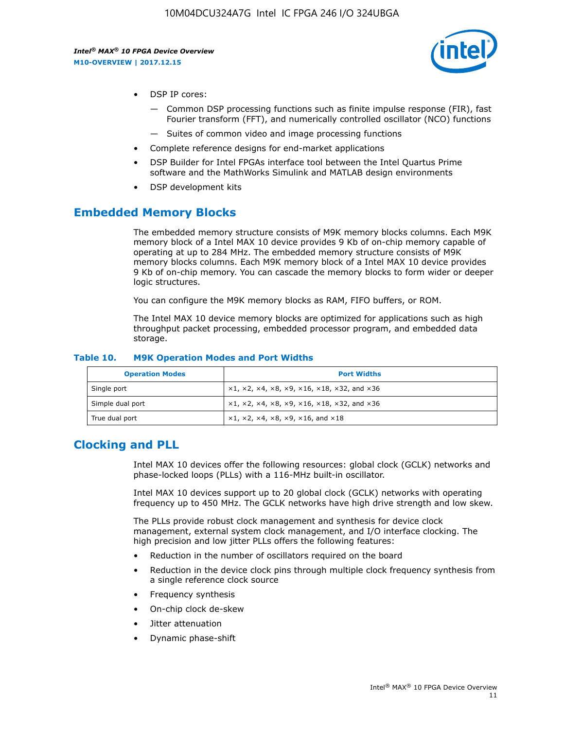- DSP IP cores:
  - Common DSP processing functions such as finite impulse response (FIR), fast Fourier transform (FFT), and numerically controlled oscillator (NCO) functions
  - Suites of common video and image processing functions
- Complete reference designs for end-market applications
- DSP Builder for Intel FPGAs interface tool between the Intel Quartus Prime software and the MathWorks Simulink and MATLAB design environments
- DSP development kits

## Embedded Memory Blocks

The embedded memory structure consists of M9K memory blocks columns. Each M9K memory block of a Intel MAX 10 device provides 9 Kb of on-chip memory capable of operating at up to 284 MHz. The embedded memory structure consists of M9K memory blocks columns. Each M9K memory block of a Intel MAX 10 device provides 9 Kb of on-chip memory. You can cascade the memory blocks to form wider or deeper logic structures.

You can configure the M9K memory blocks as RAM, FIFO buffers, or ROM.

The Intel MAX 10 device memory blocks are optimized for applications such as high throughput packet processing, embedded processor program, and embedded data storage.

**Table 10. M9K Operation Modes and Port Widths**

| Operation Modes | Port Widths |
|---|---|
| Single port | ×1, ×2, ×4, ×8, ×9, ×16, ×18, ×32, and ×36 |
| Simple dual port | ×1, ×2, ×4, ×8, ×9, ×16, ×18, ×32, and ×36 |
| True dual port | ×1, ×2, ×4, ×8, ×9, ×16, and ×18 |

## Clocking and PLL

Intel MAX 10 devices offer the following resources: global clock (GCLK) networks and phase-locked loops (PLLs) with a 116-MHz built-in oscillator.

Intel MAX 10 devices support up to 20 global clock (GCLK) networks with operating frequency up to 450 MHz. The GCLK networks have high drive strength and low skew.

The PLLs provide robust clock management and synthesis for device clock management, external system clock management, and I/O interface clocking. The high precision and low jitter PLLs offers the following features:

- Reduction in the number of oscillators required on the board
- Reduction in the device clock pins through multiple clock frequency synthesis from a single reference clock source
- Frequency synthesis
- On-chip clock de-skew
- Jitter attenuation
- Dynamic phase-shift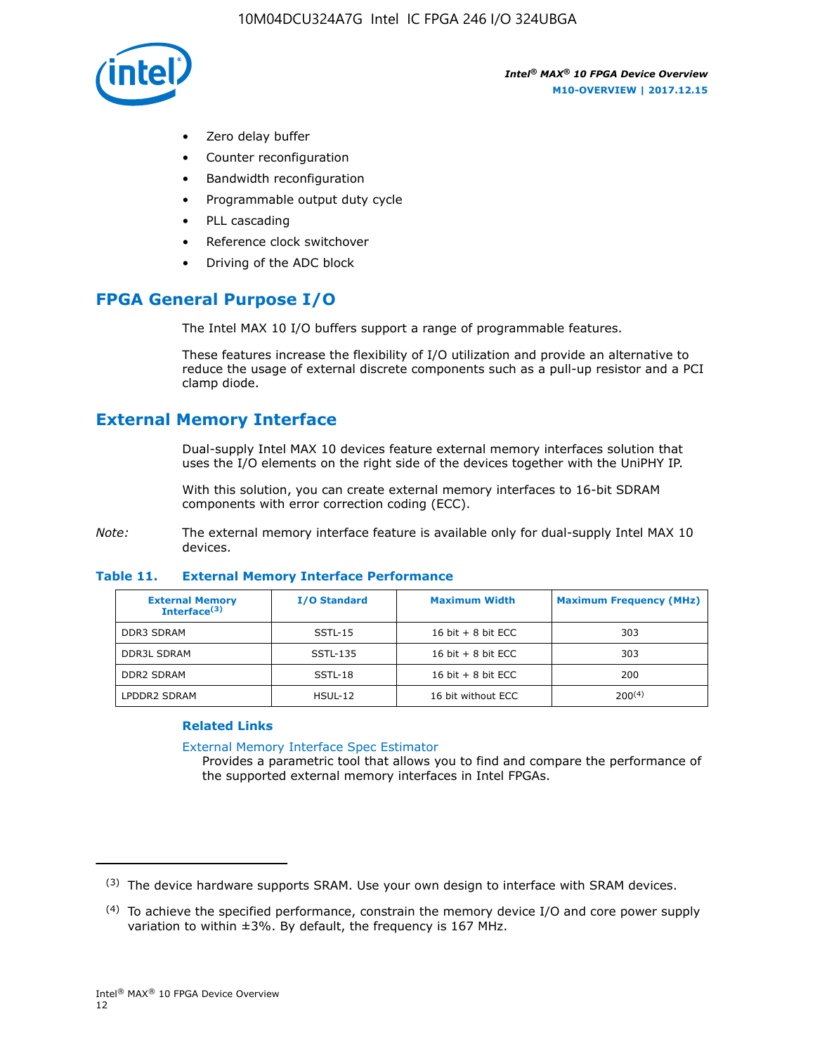- Zero delay buffer
- Counter reconfiguration
- Bandwidth reconfiguration
- Programmable output duty cycle
- PLL cascading
- Reference clock switchover
- Driving of the ADC block

## FPGA General Purpose I/O

The Intel MAX 10 I/O buffers support a range of programmable features.

These features increase the flexibility of I/O utilization and provide an alternative to reduce the usage of external discrete components such as a pull-up resistor and a PCI clamp diode.

## External Memory Interface

Dual-supply Intel MAX 10 devices feature external memory interfaces solution that uses the I/O elements on the right side of the devices together with the UniPHY IP.

With this solution, you can create external memory interfaces to 16-bit SDRAM components with error correction coding (ECC).

*Note:* The external memory interface feature is available only for dual-supply Intel MAX 10 devices.

**Table 11. External Memory Interface Performance**

| External Memory Interface[3] | I/O Standard | Maximum Width | Maximum Frequency (MHz) |
|---|---|---|---|
| DDR3 SDRAM | SSTL-15 | 16 bit + 8 bit ECC | 303 |
| DDR3L SDRAM | SSTL-135 | 16 bit + 8 bit ECC | 303 |
| DDR2 SDRAM | SSTL-18 | 16 bit + 8 bit ECC | 200 |
| LPDDR2 SDRAM | HSUL-12 | 16 bit without ECC | 200[4] |

### Related Links

External Memory Interface Spec Estimator
Provides a parametric tool that allows you to find and compare the performance of the supported external memory interfaces in Intel FPGAs.

---

[3] The device hardware supports SRAM. Use your own design to interface with SRAM devices.

[4] To achieve the specified performance, constrain the memory device I/O and core power supply variation to within ±3%. By default, the frequency is 167 MHz.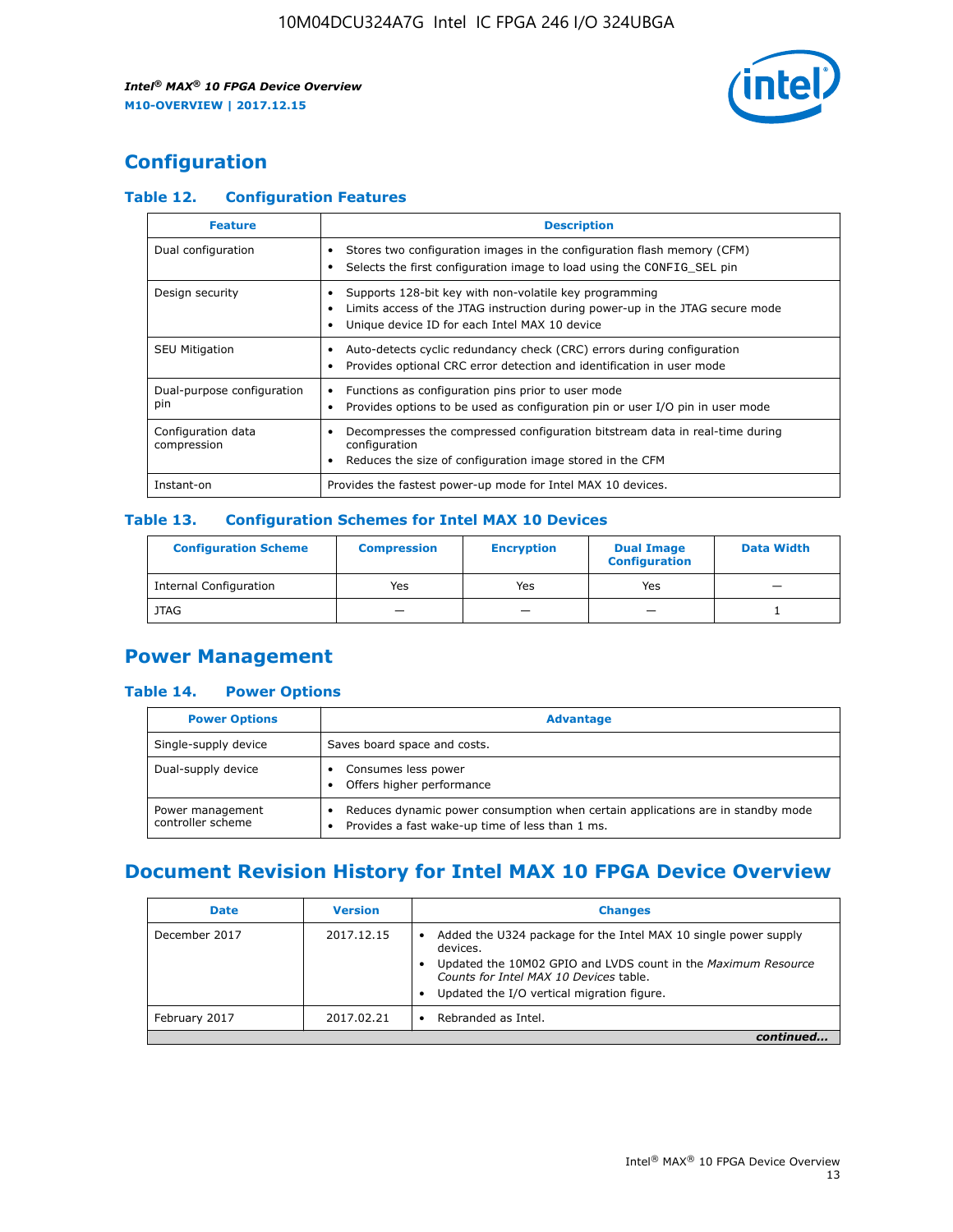# Configuration

### Table 12. Configuration Features

| Feature | Description |
|---|---|
| Dual configuration | • Stores two configuration images in the configuration flash memory (CFM)<br>• Selects the first configuration image to load using the CONFIG_SEL pin |
| Design security | • Supports 128-bit key with non-volatile key programming<br>• Limits access of the JTAG instruction during power-up in the JTAG secure mode<br>• Unique device ID for each Intel MAX 10 device |
| SEU Mitigation | • Auto-detects cyclic redundancy check (CRC) errors during configuration<br>• Provides optional CRC error detection and identification in user mode |
| Dual-purpose configuration pin | • Functions as configuration pins prior to user mode<br>• Provides options to be used as configuration pin or user I/O pin in user mode |
| Configuration data compression | • Decompresses the compressed configuration bitstream data in real-time during configuration<br>• Reduces the size of configuration image stored in the CFM |
| Instant-on | Provides the fastest power-up mode for Intel MAX 10 devices. |

### Table 13. Configuration Schemes for Intel MAX 10 Devices

| Configuration Scheme | Compression | Encryption | Dual Image Configuration | Data Width |
|---|---|---|---|---|
| Internal Configuration | Yes | Yes | Yes | — |
| JTAG | — | — | — | 1 |

# Power Management

### Table 14. Power Options

| Power Options | Advantage |
|---|---|
| Single-supply device | Saves board space and costs. |
| Dual-supply device | • Consumes less power<br>• Offers higher performance |
| Power management controller scheme | • Reduces dynamic power consumption when certain applications are in standby mode<br>• Provides a fast wake-up time of less than 1 ms. |

# Document Revision History for Intel MAX 10 FPGA Device Overview

| Date | Version | Changes |
|---|---|---|
| December 2017 | 2017.12.15 | • Added the U324 package for the Intel MAX 10 single power supply devices.<br>• Updated the 10M02 GPIO and LVDS count in the *Maximum Resource Counts for Intel MAX 10 Devices* table.<br>• Updated the I/O vertical migration figure. |
| February 2017 | 2017.02.21 | • Rebranded as Intel. |

*continued...*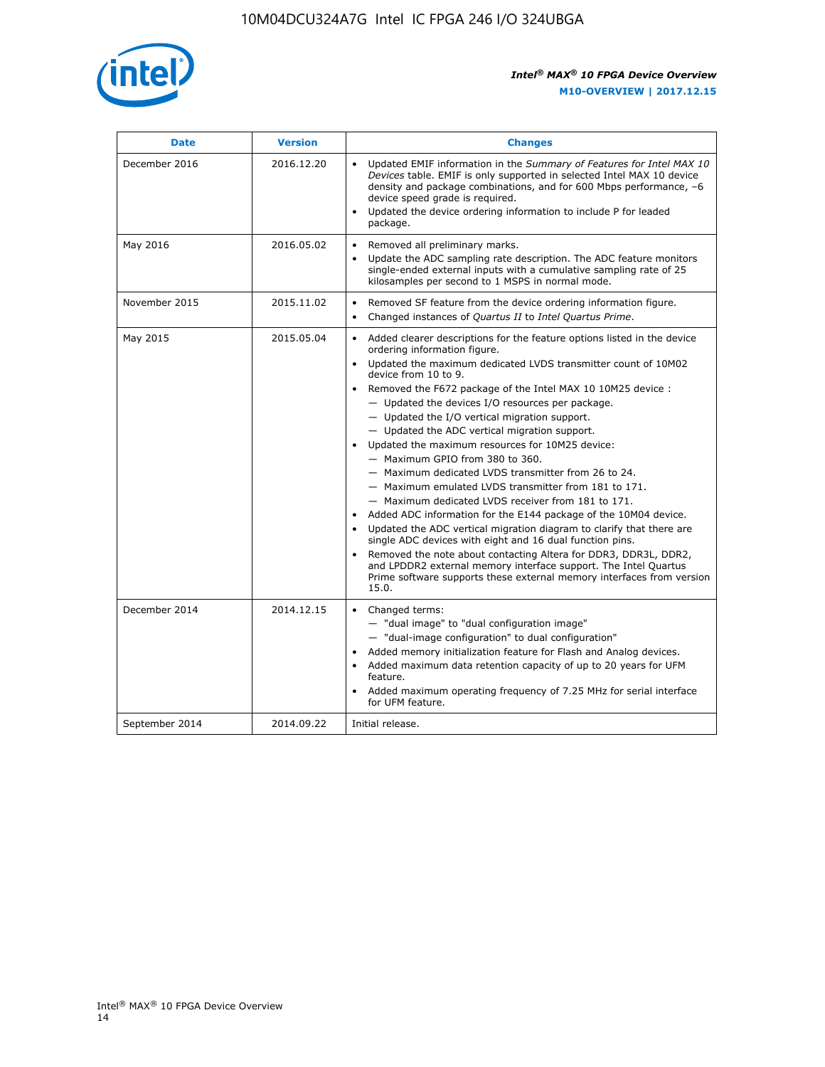| Date | Version | Changes |
| --- | --- | --- |
| December 2016 | 2016.12.20 | • Updated EMIF information in the *Summary of Features for Intel MAX 10 Devices* table. EMIF is only supported in selected Intel MAX 10 device density and package combinations, and for 600 Mbps performance, –6 device speed grade is required.<br>• Updated the device ordering information to include P for leaded package. |
| May 2016 | 2016.05.02 | • Removed all preliminary marks.<br>• Update the ADC sampling rate description. The ADC feature monitors single-ended external inputs with a cumulative sampling rate of 25 kilosamples per second to 1 MSPS in normal mode. |
| November 2015 | 2015.11.02 | • Removed SF feature from the device ordering information figure.<br>• Changed instances of *Quartus II* to *Intel Quartus Prime*. |
| May 2015 | 2015.05.04 | • Added clearer descriptions for the feature options listed in the device ordering information figure.<br>• Updated the maximum dedicated LVDS transmitter count of 10M02 device from 10 to 9.<br>• Removed the F672 package of the Intel MAX 10 10M25 device :<br>— Updated the devices I/O resources per package.<br>— Updated the I/O vertical migration support.<br>— Updated the ADC vertical migration support.<br>• Updated the maximum resources for 10M25 device:<br>— Maximum GPIO from 380 to 360.<br>— Maximum dedicated LVDS transmitter from 26 to 24.<br>— Maximum emulated LVDS transmitter from 181 to 171.<br>— Maximum dedicated LVDS receiver from 181 to 171.<br>• Added ADC information for the E144 package of the 10M04 device.<br>• Updated the ADC vertical migration diagram to clarify that there are single ADC devices with eight and 16 dual function pins.<br>• Removed the note about contacting Altera for DDR3, DDR3L, DDR2, and LPDDR2 external memory interface support. The Intel Quartus Prime software supports these external memory interfaces from version 15.0. |
| December 2014 | 2014.12.15 | • Changed terms:<br>— "dual image" to "dual configuration image"<br>— "dual-image configuration" to dual configuration"<br>• Added memory initialization feature for Flash and Analog devices.<br>• Added maximum data retention capacity of up to 20 years for UFM feature.<br>• Added maximum operating frequency of 7.25 MHz for serial interface for UFM feature. |
| September 2014 | 2014.09.22 | Initial release. |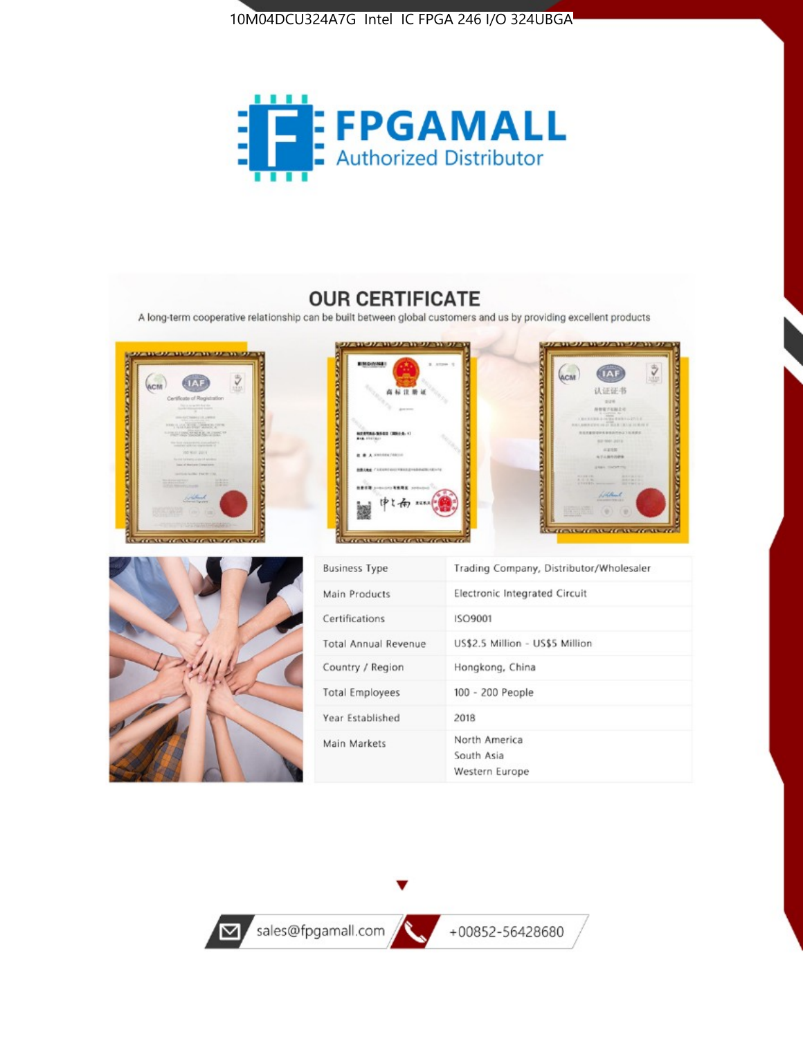FPGAMALL
Authorized Distributor

## OUR CERTIFICATE

A long-term cooperative relationship can be built between global customers and us by providing excellent products

| | |
|---|---|
| Business Type | Trading Company, Distributor/Wholesaler |
| Main Products | Electronic Integrated Circuit |
| Certifications | ISO9001 |
| Total Annual Revenue | US$2.5 Million - US$5 Million |
| Country / Region | Hongkong, China |
| Total Employees | 100 - 200 People |
| Year Established | 2018 |
| Main Markets | North America<br>South Asia<br>Western Europe |

sales@fpgamall.com

+00852-56428680